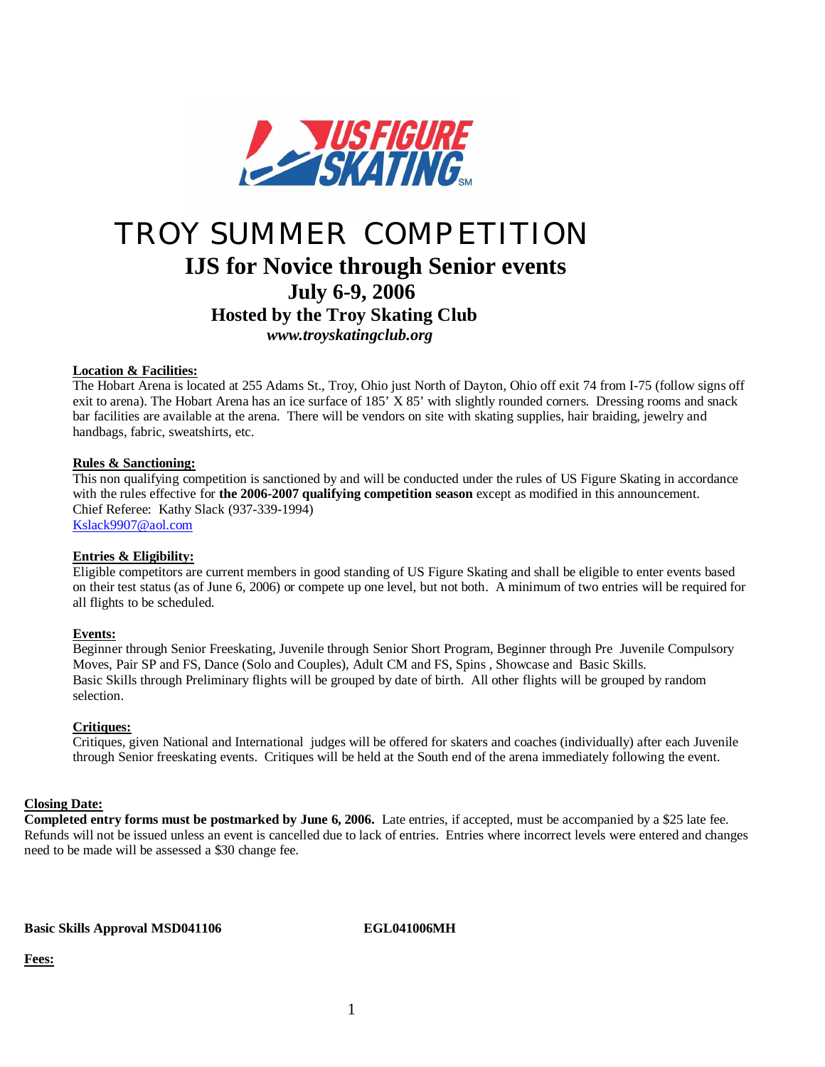# TROY SUMMER COMPETITION

## IJS for Novice through Senior events

### July 6-9, 2006

### Hosted by the Troy Skating Club

***www.troyskatingclub.org***

**Location & Facilities:**

The Hobart Arena is located at 255 Adams St., Troy, Ohio just North of Dayton, Ohio off exit 74 from I-75 (follow signs off exit to arena). The Hobart Arena has an ice surface of 185' X 85' with slightly rounded corners. Dressing rooms and snack bar facilities are available at the arena. There will be vendors on site with skating supplies, hair braiding, jewelry and handbags, fabric, sweatshirts, etc.

**Rules & Sanctioning:**

This non qualifying competition is sanctioned by and will be conducted under the rules of US Figure Skating in accordance with the rules effective for **the 2006-2007 qualifying competition season** except as modified in this announcement.
Chief Referee: Kathy Slack (937-339-1994)
Kslack9907@aol.com

**Entries & Eligibility:**

Eligible competitors are current members in good standing of US Figure Skating and shall be eligible to enter events based on their test status (as of June 6, 2006) or compete up one level, but not both. A minimum of two entries will be required for all flights to be scheduled.

**Events:**

Beginner through Senior Freeskating, Juvenile through Senior Short Program, Beginner through Pre Juvenile Compulsory Moves, Pair SP and FS, Dance (Solo and Couples), Adult CM and FS, Spins , Showcase and Basic Skills.
Basic Skills through Preliminary flights will be grouped by date of birth. All other flights will be grouped by random selection.

**Critiques:**

Critiques, given National and International judges will be offered for skaters and coaches (individually) after each Juvenile through Senior freeskating events. Critiques will be held at the South end of the arena immediately following the event.

**Closing Date:**

**Completed entry forms must be postmarked by June 6, 2006.** Late entries, if accepted, must be accompanied by a $25 late fee. Refunds will not be issued unless an event is cancelled due to lack of entries. Entries where incorrect levels were entered and changes need to be made will be assessed a $30 change fee.

**Basic Skills Approval MSD041106** **EGL041006MH**

**Fees:**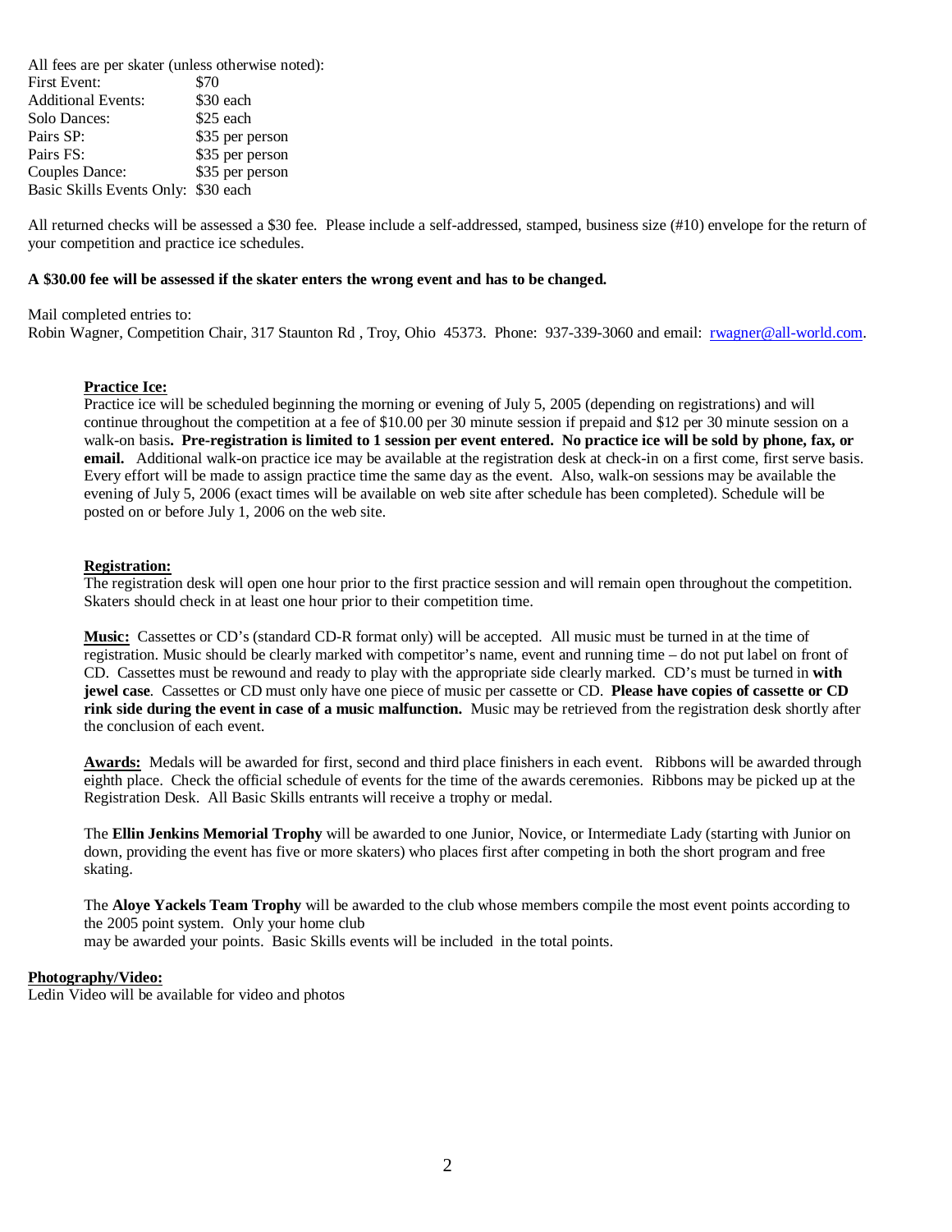All fees are per skater (unless otherwise noted):

| | |
|---|---|
| First Event: | $70 |
| Additional Events: | $30 each |
| Solo Dances: | $25 each |
| Pairs SP: | $35 per person |
| Pairs FS: | $35 per person |
| Couples Dance: | $35 per person |
| Basic Skills Events Only: | $30 each |

All returned checks will be assessed a $30 fee. Please include a self-addressed, stamped, business size (#10) envelope for the return of your competition and practice ice schedules.

**A $30.00 fee will be assessed if the skater enters the wrong event and has to be changed.**

Mail completed entries to:
Robin Wagner, Competition Chair, 317 Staunton Rd , Troy, Ohio 45373. Phone: 937-339-3060 and email: rwagner@all-world.com.

**Practice Ice:**
Practice ice will be scheduled beginning the morning or evening of July 5, 2005 (depending on registrations) and will continue throughout the competition at a fee of $10.00 per 30 minute session if prepaid and $12 per 30 minute session on a walk-on basis**. Pre-registration is limited to 1 session per event entered. No practice ice will be sold by phone, fax, or email.** Additional walk-on practice ice may be available at the registration desk at check-in on a first come, first serve basis. Every effort will be made to assign practice time the same day as the event. Also, walk-on sessions may be available the evening of July 5, 2006 (exact times will be available on web site after schedule has been completed). Schedule will be posted on or before July 1, 2006 on the web site.

**Registration:**
The registration desk will open one hour prior to the first practice session and will remain open throughout the competition. Skaters should check in at least one hour prior to their competition time.

**Music:** Cassettes or CD's (standard CD-R format only) will be accepted. All music must be turned in at the time of registration. Music should be clearly marked with competitor's name, event and running time – do not put label on front of CD. Cassettes must be rewound and ready to play with the appropriate side clearly marked. CD's must be turned in **with jewel case**. Cassettes or CD must only have one piece of music per cassette or CD. **Please have copies of cassette or CD rink side during the event in case of a music malfunction.** Music may be retrieved from the registration desk shortly after the conclusion of each event.

**Awards:** Medals will be awarded for first, second and third place finishers in each event. Ribbons will be awarded through eighth place. Check the official schedule of events for the time of the awards ceremonies. Ribbons may be picked up at the Registration Desk. All Basic Skills entrants will receive a trophy or medal.

The **Ellin Jenkins Memorial Trophy** will be awarded to one Junior, Novice, or Intermediate Lady (starting with Junior on down, providing the event has five or more skaters) who places first after competing in both the short program and free skating.

The **Aloye Yackels Team Trophy** will be awarded to the club whose members compile the most event points according to the 2005 point system. Only your home club may be awarded your points. Basic Skills events will be included in the total points.

**Photography/Video:**
Ledin Video will be available for video and photos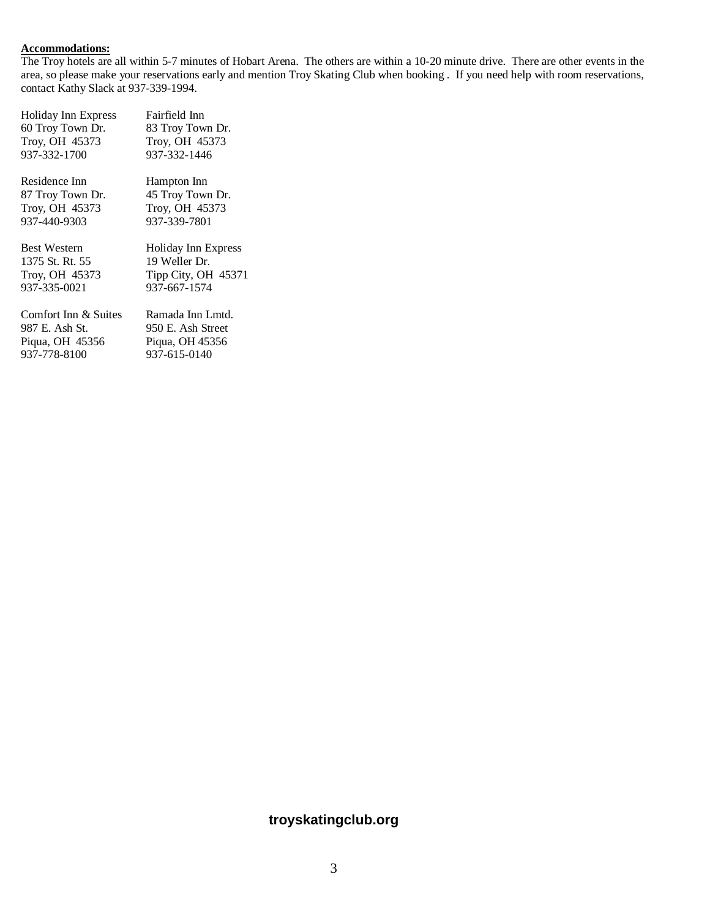**Accommodations:**

The Troy hotels are all within 5-7 minutes of Hobart Arena. The others are within a 10-20 minute drive. There are other events in the area, so please make your reservations early and mention Troy Skating Club when booking . If you need help with room reservations, contact Kathy Slack at 937-339-1994.

Holiday Inn Express
60 Troy Town Dr.
Troy, OH 45373
937-332-1700

Fairfield Inn
83 Troy Town Dr.
Troy, OH 45373
937-332-1446

Residence Inn
87 Troy Town Dr.
Troy, OH 45373
937-440-9303

Hampton Inn
45 Troy Town Dr.
Troy, OH 45373
937-339-7801

Best Western
1375 St. Rt. 55
Troy, OH 45373
937-335-0021

Holiday Inn Express
19 Weller Dr.
Tipp City, OH 45371
937-667-1574

Comfort Inn & Suites
987 E. Ash St.
Piqua, OH 45356
937-778-8100

Ramada Inn Lmtd.
950 E. Ash Street
Piqua, OH 45356
937-615-0140

**troyskatingclub.org**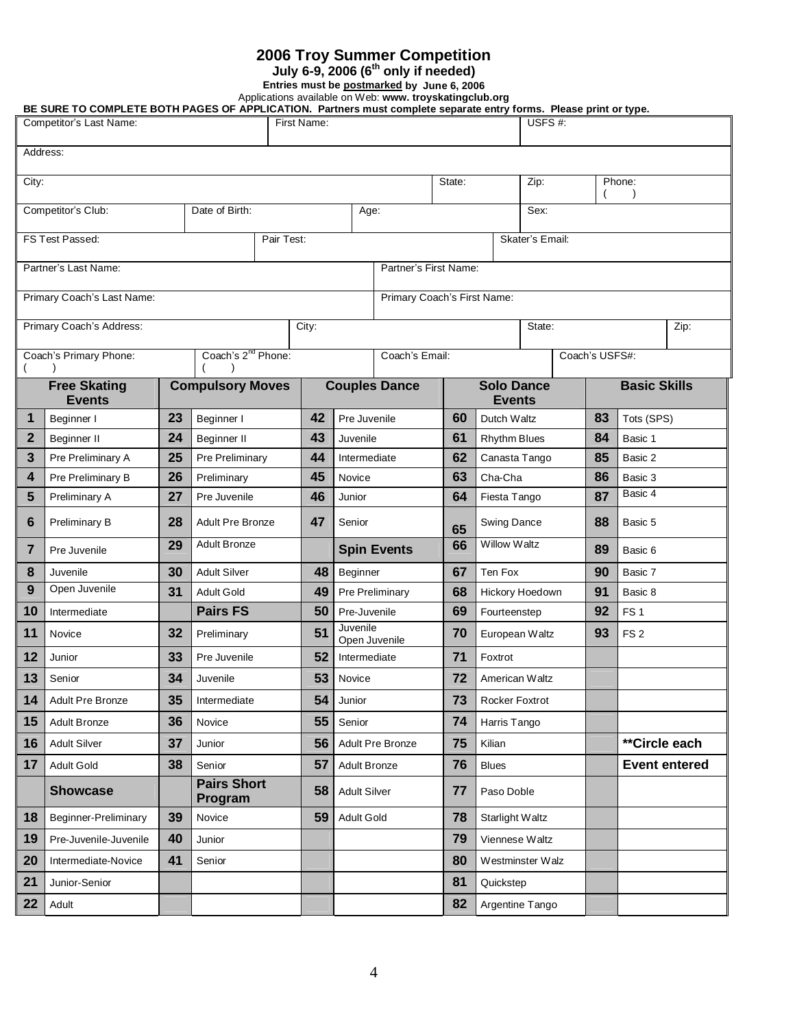# 2006 Troy Summer Competition

**July 6-9, 2006 (6th only if needed)**

**Entries must be postmarked by June 6, 2006**

Applications available on Web: **www. troyskatingclub.org**

**BE SURE TO COMPLETE BOTH PAGES OF APPLICATION. Partners must complete separate entry forms. Please print or type.**

| Competitor's Last Name: | First Name: | USFS #: |
|---|---|---|
| Address: | | |

| City: | State: | Zip: | Phone: ( ) |
|---|---|---|---|
| Competitor's Club: | Date of Birth: | Age: | Sex: |

| FS Test Passed: | Pair Test: | Skater's Email: |
|---|---|---|
| Partner's Last Name: | Partner's First Name: | |
| Primary Coach's Last Name: | Primary Coach's First Name: | |

| Primary Coach's Address: | City: | State: | Zip: |
|---|---|---|---|

| Coach's Primary Phone: ( ) | Coach's 2nd Phone: ( ) | Coach's Email: | Coach's USFS#: |
|---|---|---|---|

| | Free Skating Events | | Compulsory Moves | | Couples Dance | | Solo Dance Events | | Basic Skills |
|---|---|---|---|---|---|---|---|---|---|
| 1 | Beginner I | 23 | Beginner I | 42 | Pre Juvenile | 60 | Dutch Waltz | 83 | Tots (SPS) |
| 2 | Beginner II | 24 | Beginner II | 43 | Juvenile | 61 | Rhythm Blues | 84 | Basic 1 |
| 3 | Pre Preliminary A | 25 | Pre Preliminary | 44 | Intermediate | 62 | Canasta Tango | 85 | Basic 2 |
| 4 | Pre Preliminary B | 26 | Preliminary | 45 | Novice | 63 | Cha-Cha | 86 | Basic 3 |
| 5 | Preliminary A | 27 | Pre Juvenile | 46 | Junior | 64 | Fiesta Tango | 87 | Basic 4 |
| 6 | Preliminary B | 28 | Adult Pre Bronze | 47 | Senior | 65 | Swing Dance | 88 | Basic 5 |
| 7 | Pre Juvenile | 29 | Adult Bronze | | **Spin Events** | 66 | Willow Waltz | 89 | Basic 6 |
| 8 | Juvenile | 30 | Adult Silver | 48 | Beginner | 67 | Ten Fox | 90 | Basic 7 |
| 9 | Open Juvenile | 31 | Adult Gold | 49 | Pre Preliminary | 68 | Hickory Hoedown | 91 | Basic 8 |
| 10 | Intermediate | | **Pairs FS** | 50 | Pre-Juvenile | 69 | Fourteenstep | 92 | FS 1 |
| 11 | Novice | 32 | Preliminary | 51 | Juvenile Open Juvenile | 70 | European Waltz | 93 | FS 2 |
| 12 | Junior | 33 | Pre Juvenile | 52 | Intermediate | 71 | Foxtrot | | |
| 13 | Senior | 34 | Juvenile | 53 | Novice | 72 | American Waltz | | |
| 14 | Adult Pre Bronze | 35 | Intermediate | 54 | Junior | 73 | Rocker Foxtrot | | |
| 15 | Adult Bronze | 36 | Novice | 55 | Senior | 74 | Harris Tango | | |
| 16 | Adult Silver | 37 | Junior | 56 | Adult Pre Bronze | 75 | Kilian | | **\*\*Circle each** |
| 17 | Adult Gold | 38 | Senior | 57 | Adult Bronze | 76 | Blues | | **Event entered** |
| | **Showcase** | | **Pairs Short Program** | 58 | Adult Silver | 77 | Paso Doble | | |
| 18 | Beginner-Preliminary | 39 | Novice | 59 | Adult Gold | 78 | Starlight Waltz | | |
| 19 | Pre-Juvenile-Juvenile | 40 | Junior | | | 79 | Viennese Waltz | | |
| 20 | Intermediate-Novice | 41 | Senior | | | 80 | Westminster Walz | | |
| 21 | Junior-Senior | | | | | 81 | Quickstep | | |
| 22 | Adult | | | | | 82 | Argentine Tango | | |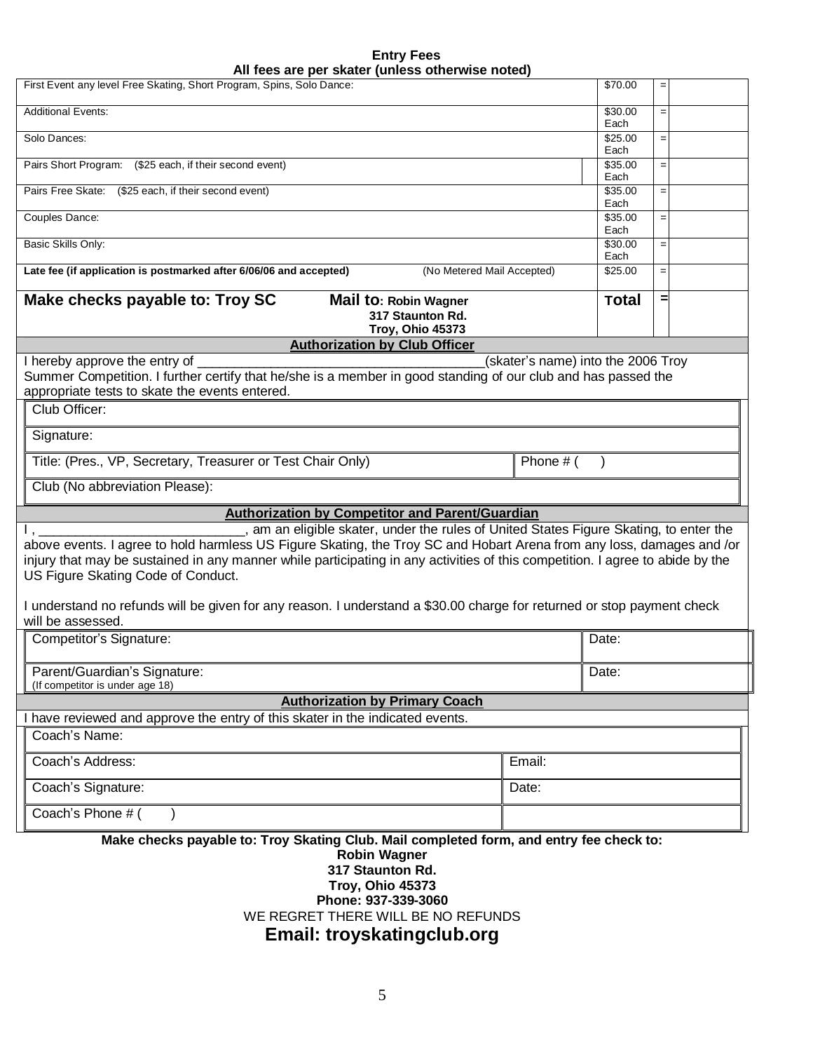**Entry Fees**
**All fees are per skater (unless otherwise noted)**

| Event | Fee | = | |
|---|---|---|---|
| First Event any level Free Skating, Short Program, Spins, Solo Dance: | $70.00 | = | |
| Additional Events: | $30.00 Each | = | |
| Solo Dances: | $25.00 Each | = | |
| Pairs Short Program: ($25 each, if their second event) | $35.00 Each | = | |
| Pairs Free Skate: ($25 each, if their second event) | $35.00 Each | = | |
| Couples Dance: | $35.00 Each | = | |
| Basic Skills Only: | $30.00 Each | = | |
| **Late fee (if application is postmarked after 6/06/06 and accepted)** (No Metered Mail Accepted) | $25.00 | = | |
| **Make checks payable to: Troy SC** **Mail to: Robin Wagner 317 Staunton Rd. Troy, Ohio 45373** | **Total** | **=** | |

**Authorization by Club Officer**

I hereby approve the entry of ______________________________________(skater's name) into the 2006 Troy Summer Competition. I further certify that he/she is a member in good standing of our club and has passed the appropriate tests to skate the events entered.

Club Officer:

Signature:

Title: (Pres., VP, Secretary, Treasurer or Test Chair Only) | Phone # ( )

Club (No abbreviation Please):

**Authorization by Competitor and Parent/Guardian**

I , ___________________________, am an eligible skater, under the rules of United States Figure Skating, to enter the above events. I agree to hold harmless US Figure Skating, the Troy SC and Hobart Arena from any loss, damages and /or injury that may be sustained in any manner while participating in any activities of this competition. I agree to abide by the US Figure Skating Code of Conduct.

I understand no refunds will be given for any reason. I understand a $30.00 charge for returned or stop payment check will be assessed.

Competitor's Signature: | Date:

Parent/Guardian's Signature: (If competitor is under age 18) | Date:

**Authorization by Primary Coach**

I have reviewed and approve the entry of this skater in the indicated events.

Coach's Name:

Coach's Address: | Email:

Coach's Signature: | Date:

Coach's Phone # ( )

**Make checks payable to: Troy Skating Club. Mail completed form, and entry fee check to:**
**Robin Wagner**
**317 Staunton Rd.**
**Troy, Ohio 45373**
**Phone: 937-339-3060**
WE REGRET THERE WILL BE NO REFUNDS
**Email: troyskatingclub.org**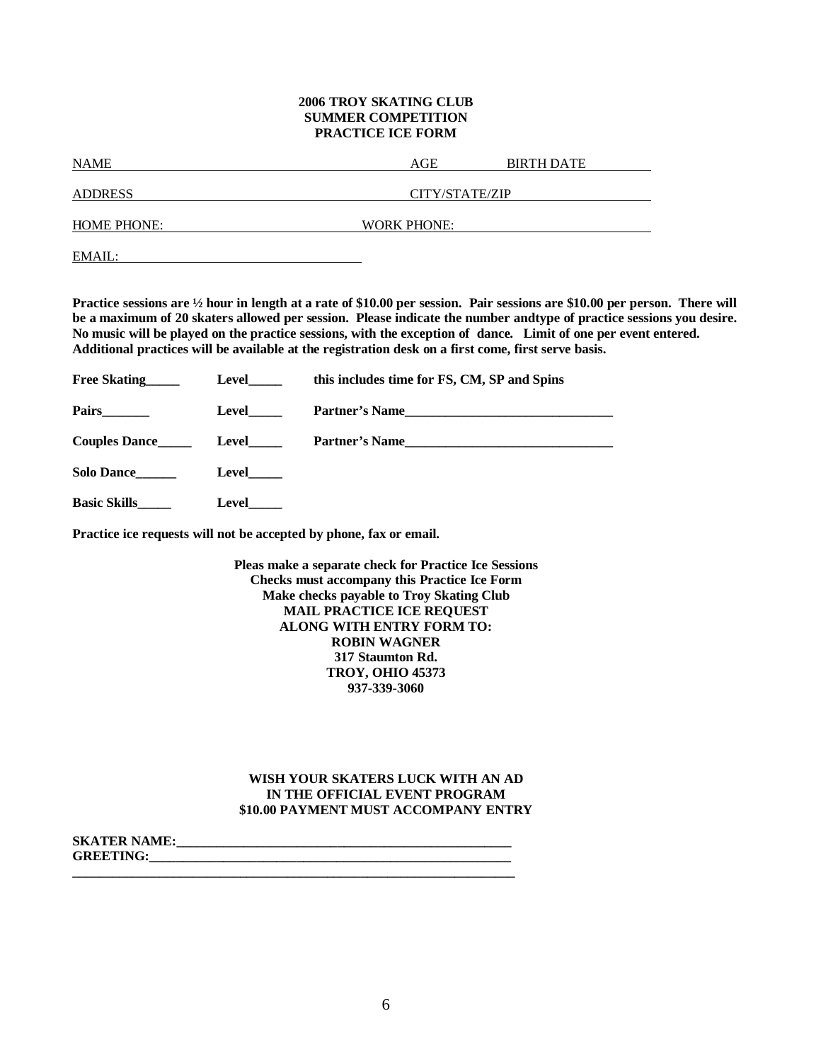**2006 TROY SKATING CLUB**
**SUMMER COMPETITION**
**PRACTICE ICE FORM**

NAME ______________________________ AGE ________ BIRTH DATE ________

ADDRESS ______________________________ CITY/STATE/ZIP ______________________________

HOME PHONE: ______________________________ WORK PHONE: ______________________________

EMAIL: ______________________________

**Practice sessions are ½ hour in length at a rate of $10.00 per session. Pair sessions are $10.00 per person. There will be a maximum of 20 skaters allowed per session. Please indicate the number andtype of practice sessions you desire. No music will be played on the practice sessions, with the exception of dance. Limit of one per event entered. Additional practices will be available at the registration desk on a first come, first serve basis.**

**Free Skating_____ Level_____ this includes time for FS, CM, SP and Spins**

**Pairs_______ Level_____ Partner's Name_______________________________**

**Couples Dance_____ Level_____ Partner's Name_______________________________**

**Solo Dance______ Level_____**

**Basic Skills_____ Level_____**

**Practice ice requests will not be accepted by phone, fax or email.**

**Pleas make a separate check for Practice Ice Sessions**
**Checks must accompany this Practice Ice Form**
**Make checks payable to Troy Skating Club**
**MAIL PRACTICE ICE REQUEST**
**ALONG WITH ENTRY FORM TO:**
**ROBIN WAGNER**
**317 Staumton Rd.**
**TROY, OHIO 45373**
**937-339-3060**

**WISH YOUR SKATERS LUCK WITH AN AD**
**IN THE OFFICIAL EVENT PROGRAM**
**$10.00 PAYMENT MUST ACCOMPANY ENTRY**

**SKATER NAME:___________________________________________________**
**GREETING:______________________________________________________**
**_______________________________________________________________**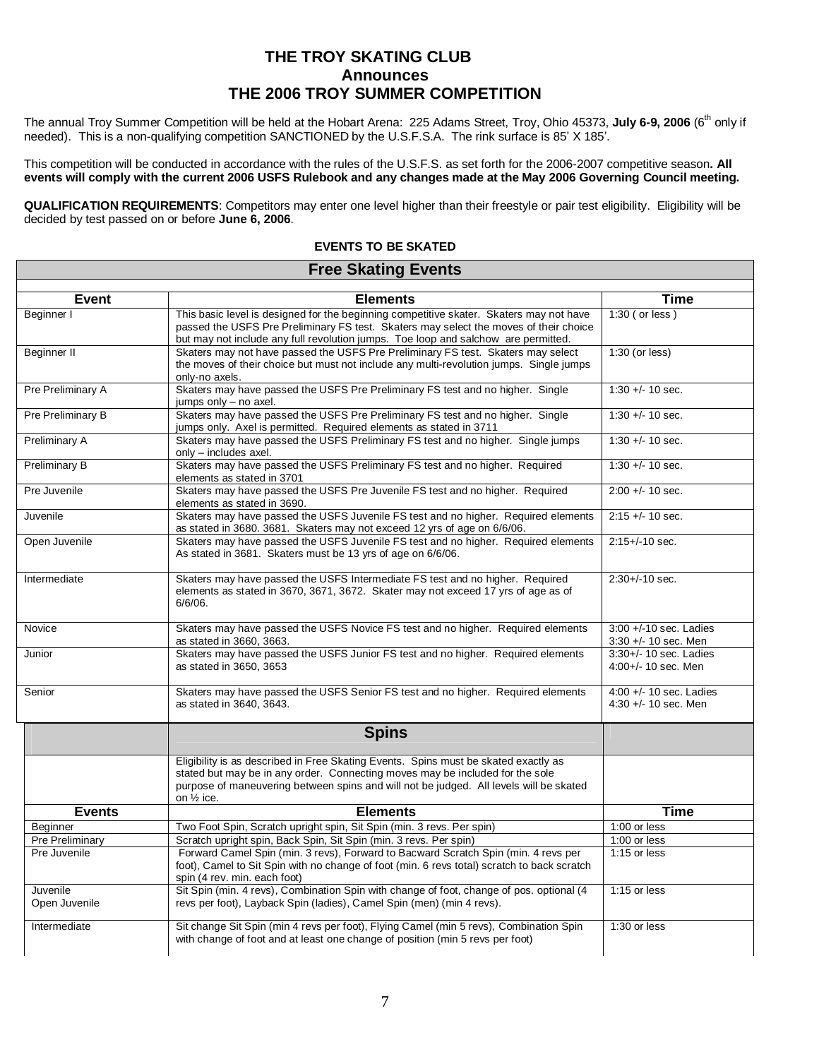# THE TROY SKATING CLUB
## Announces
## THE 2006 TROY SUMMER COMPETITION

The annual Troy Summer Competition will be held at the Hobart Arena: 225 Adams Street, Troy, Ohio 45373, **July 6-9, 2006** (6th only if needed). This is a non-qualifying competition SANCTIONED by the U.S.F.S.A. The rink surface is 85' X 185'.

This competition will be conducted in accordance with the rules of the U.S.F.S. as set forth for the 2006-2007 competitive season**. All events will comply with the current 2006 USFS Rulebook and any changes made at the May 2006 Governing Council meeting.**

**QUALIFICATION REQUIREMENTS**: Competitors may enter one level higher than their freestyle or pair test eligibility. Eligibility will be decided by test passed on or before **June 6, 2006**.

**EVENTS TO BE SKATED**

**Free Skating Events**

| Event | Elements | Time |
|---|---|---|
| Beginner I | This basic level is designed for the beginning competitive skater. Skaters may not have passed the USFS Pre Preliminary FS test. Skaters may select the moves of their choice but may not include any full revolution jumps. Toe loop and salchow are permitted. | 1:30 ( or less ) |
| Beginner II | Skaters may not have passed the USFS Pre Preliminary FS test. Skaters may select the moves of their choice but must not include any multi-revolution jumps. Single jumps only-no axels. | 1:30 (or less) |
| Pre Preliminary A | Skaters may have passed the USFS Pre Preliminary FS test and no higher. Single jumps only – no axel. | 1:30 +/- 10 sec. |
| Pre Preliminary B | Skaters may have passed the USFS Pre Preliminary FS test and no higher. Single jumps only. Axel is permitted. Required elements as stated in 3711 | 1:30 +/- 10 sec. |
| Preliminary A | Skaters may have passed the USFS Preliminary FS test and no higher. Single jumps only – includes axel. | 1:30 +/- 10 sec. |
| Preliminary B | Skaters may have passed the USFS Preliminary FS test and no higher. Required elements as stated in 3701 | 1:30 +/- 10 sec. |
| Pre Juvenile | Skaters may have passed the USFS Pre Juvenile FS test and no higher. Required elements as stated in 3690. | 2:00 +/- 10 sec. |
| Juvenile | Skaters may have passed the USFS Juvenile FS test and no higher. Required elements as stated in 3680. 3681. Skaters may not exceed 12 yrs of age on 6/6/06. | 2:15 +/- 10 sec. |
| Open Juvenile | Skaters may have passed the USFS Juvenile FS test and no higher. Required elements As stated in 3681. Skaters must be 13 yrs of age on 6/6/06. | 2:15+/-10 sec. |
| Intermediate | Skaters may have passed the USFS Intermediate FS test and no higher. Required elements as stated in 3670, 3671, 3672. Skater may not exceed 17 yrs of age as of 6/6/06. | 2:30+/-10 sec. |
| Novice | Skaters may have passed the USFS Novice FS test and no higher. Required elements as stated in 3660, 3663. | 3:00 +/-10 sec. Ladies<br>3:30 +/- 10 sec. Men |
| Junior | Skaters may have passed the USFS Junior FS test and no higher. Required elements as stated in 3650, 3653 | 3:30+/- 10 sec. Ladies<br>4:00+/- 10 sec. Men |
| Senior | Skaters may have passed the USFS Senior FS test and no higher. Required elements as stated in 3640, 3643. | 4:00 +/- 10 sec. Ladies<br>4:30 +/- 10 sec. Men |

**Spins**

| Events | Elements | Time |
|---|---|---|
| | Eligibility is as described in Free Skating Events. Spins must be skated exactly as stated but may be in any order. Connecting moves may be included for the sole purpose of maneuvering between spins and will not be judged. All levels will be skated on ½ ice. | |
| Beginner | Two Foot Spin, Scratch upright spin, Sit Spin (min. 3 revs. Per spin) | 1:00 or less |
| Pre Preliminary | Scratch upright spin, Back Spin, Sit Spin (min. 3 revs. Per spin) | 1:00 or less |
| Pre Juvenile | Forward Camel Spin (min. 3 revs), Forward to Bacward Scratch Spin (min. 4 revs per foot), Camel to Sit Spin with no change of foot (min. 6 revs total) scratch to back scratch spin (4 rev. min. each foot) | 1:15 or less |
| Juvenile<br>Open Juvenile | Sit Spin (min. 4 revs), Combination Spin with change of foot, change of pos. optional (4 revs per foot), Layback Spin (ladies), Camel Spin (men) (min 4 revs). | 1:15 or less |
| Intermediate | Sit change Sit Spin (min 4 revs per foot), Flying Camel (min 5 revs), Combination Spin with change of foot and at least one change of position (min 5 revs per foot) | 1:30 or less |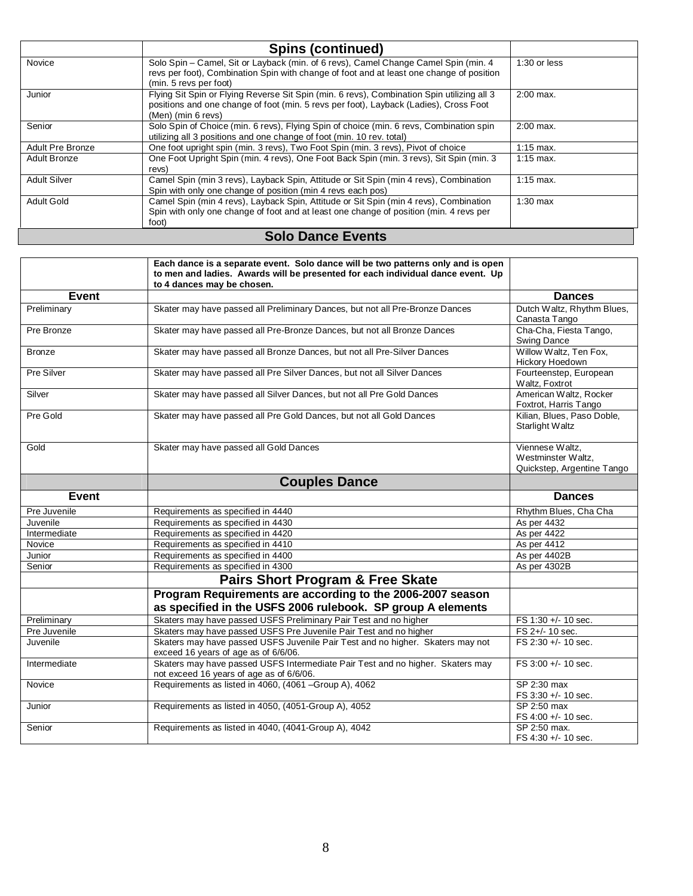| | Spins (continued) | |
|---|---|---|
| Novice | Solo Spin – Camel, Sit or Layback (min. of 6 revs), Camel Change Camel Spin (min. 4 revs per foot), Combination Spin with change of foot and at least one change of position (min. 5 revs per foot) | 1:30 or less |
| Junior | Flying Sit Spin or Flying Reverse Sit Spin (min. 6 revs), Combination Spin utilizing all 3 positions and one change of foot (min. 5 revs per foot), Layback (Ladies), Cross Foot (Men) (min 6 revs) | 2:00 max. |
| Senior | Solo Spin of Choice (min. 6 revs), Flying Spin of choice (min. 6 revs, Combination spin utilizing all 3 positions and one change of foot (min. 10 rev. total) | 2:00 max. |
| Adult Pre Bronze | One foot upright spin (min. 3 revs), Two Foot Spin (min. 3 revs), Pivot of choice | 1:15 max. |
| Adult Bronze | One Foot Upright Spin (min. 4 revs), One Foot Back Spin (min. 3 revs), Sit Spin (min. 3 revs) | 1:15 max. |
| Adult Silver | Camel Spin (min 3 revs), Layback Spin, Attitude or Sit Spin (min 4 revs), Combination Spin with only one change of position (min 4 revs each pos) | 1:15 max. |
| Adult Gold | Camel Spin (min 4 revs), Layback Spin, Attitude or Sit Spin (min 4 revs), Combination Spin with only one change of foot and at least one change of position (min. 4 revs per foot) | 1:30 max |

## Solo Dance Events

| | **Each dance is a separate event. Solo dance will be two patterns only and is open to men and ladies. Awards will be presented for each individual dance event. Up to 4 dances may be chosen.** | |
|---|---|---|
| **Event** | | **Dances** |
| Preliminary | Skater may have passed all Preliminary Dances, but not all Pre-Bronze Dances | Dutch Waltz, Rhythm Blues, Canasta Tango |
| Pre Bronze | Skater may have passed all Pre-Bronze Dances, but not all Bronze Dances | Cha-Cha, Fiesta Tango, Swing Dance |
| Bronze | Skater may have passed all Bronze Dances, but not all Pre-Silver Dances | Willow Waltz, Ten Fox, Hickory Hoedown |
| Pre Silver | Skater may have passed all Pre Silver Dances, but not all Silver Dances | Fourteenstep, European Waltz, Foxtrot |
| Silver | Skater may have passed all Silver Dances, but not all Pre Gold Dances | American Waltz, Rocker Foxtrot, Harris Tango |
| Pre Gold | Skater may have passed all Pre Gold Dances, but not all Gold Dances | Kilian, Blues, Paso Doble, Starlight Waltz |
| Gold | Skater may have passed all Gold Dances | Viennese Waltz, Westminster Waltz, Quickstep, Argentine Tango |

| | Couples Dance | |
|---|---|---|
| **Event** | | **Dances** |
| Pre Juvenile | Requirements as specified in 4440 | Rhythm Blues, Cha Cha |
| Juvenile | Requirements as specified in 4430 | As per 4432 |
| Intermediate | Requirements as specified in 4420 | As per 4422 |
| Novice | Requirements as specified in 4410 | As per 4412 |
| Junior | Requirements as specified in 4400 | As per 4402B |
| Senior | Requirements as specified in 4300 | As per 4302B |

| | Pairs Short Program & Free Skate | |
|---|---|---|
| | **Program Requirements are according to the 2006-2007 season as specified in the USFS 2006 rulebook. SP group A elements** | |
| Preliminary | Skaters may have passed USFS Preliminary Pair Test and no higher | FS 1:30 +/- 10 sec. |
| Pre Juvenile | Skaters may have passed USFS Pre Juvenile Pair Test and no higher | FS 2+/- 10 sec. |
| Juvenile | Skaters may have passed USFS Juvenile Pair Test and no higher. Skaters may not exceed 16 years of age as of 6/6/06. | FS 2:30 +/- 10 sec. |
| Intermediate | Skaters may have passed USFS Intermediate Pair Test and no higher. Skaters may not exceed 16 years of age as of 6/6/06. | FS 3:00 +/- 10 sec. |
| Novice | Requirements as listed in 4060, (4061 –Group A), 4062 | SP 2:30 max<br>FS 3:30 +/- 10 sec. |
| Junior | Requirements as listed in 4050, (4051-Group A), 4052 | SP 2:50 max<br>FS 4:00 +/- 10 sec. |
| Senior | Requirements as listed in 4040, (4041-Group A), 4042 | SP 2:50 max.<br>FS 4:30 +/- 10 sec. |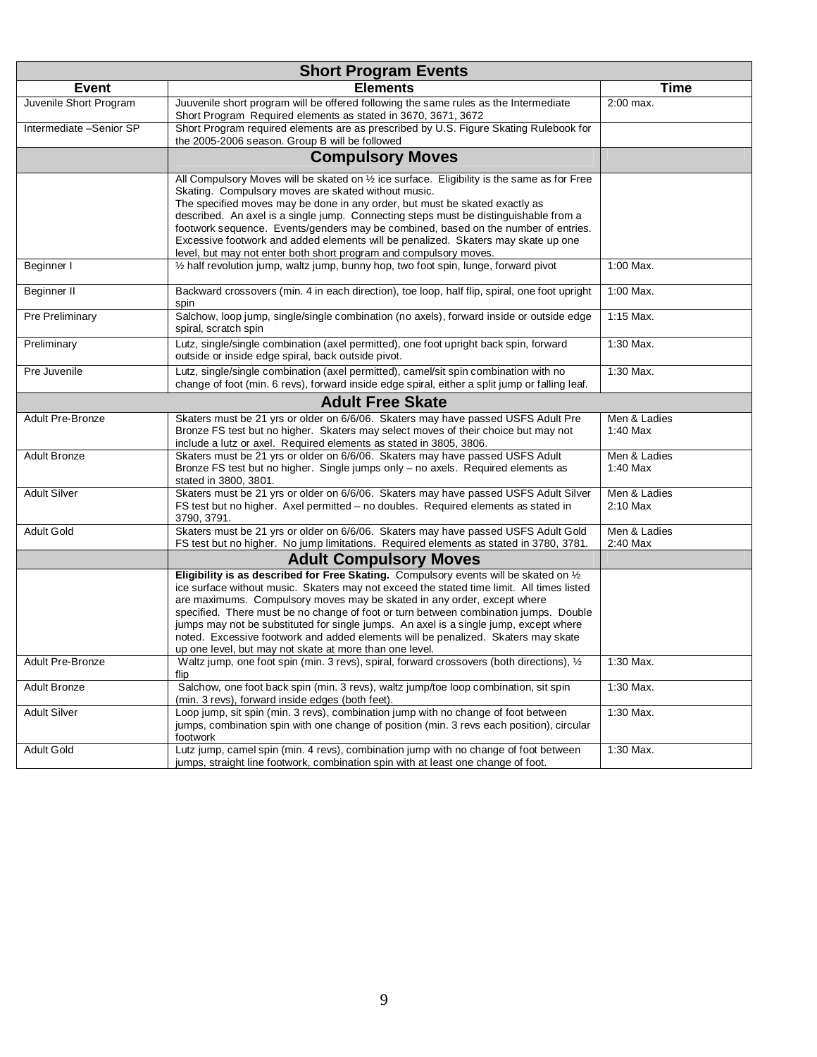| Short Program Events | | |
|---|---|---|
| **Event** | **Elements** | **Time** |
| Juvenile Short Program | Juuvenile short program will be offered following the same rules as the Intermediate Short Program Required elements as stated in 3670, 3671, 3672 | 2:00 max. |
| Intermediate –Senior SP | Short Program required elements are as prescribed by U.S. Figure Skating Rulebook for the 2005-2006 season. Group B will be followed | |
| | **Compulsory Moves** | |
| | All Compulsory Moves will be skated on ½ ice surface. Eligibility is the same as for Free Skating. Compulsory moves are skated without music. The specified moves may be done in any order, but must be skated exactly as described. An axel is a single jump. Connecting steps must be distinguishable from a footwork sequence. Events/genders may be combined, based on the number of entries. Excessive footwork and added elements will be penalized. Skaters may skate up one level, but may not enter both short program and compulsory moves. | |
| Beginner I | ½ half revolution jump, waltz jump, bunny hop, two foot spin, lunge, forward pivot | 1:00 Max. |
| Beginner II | Backward crossovers (min. 4 in each direction), toe loop, half flip, spiral, one foot upright spin | 1:00 Max. |
| Pre Preliminary | Salchow, loop jump, single/single combination (no axels), forward inside or outside edge spiral, scratch spin | 1:15 Max. |
| Preliminary | Lutz, single/single combination (axel permitted), one foot upright back spin, forward outside or inside edge spiral, back outside pivot. | 1:30 Max. |
| Pre Juvenile | Lutz, single/single combination (axel permitted), camel/sit spin combination with no change of foot (min. 6 revs), forward inside edge spiral, either a split jump or falling leaf. | 1:30 Max. |
| | **Adult Free Skate** | |
| Adult Pre-Bronze | Skaters must be 21 yrs or older on 6/6/06. Skaters may have passed USFS Adult Pre Bronze FS test but no higher. Skaters may select moves of their choice but may not include a lutz or axel. Required elements as stated in 3805, 3806. | Men & Ladies 1:40 Max |
| Adult Bronze | Skaters must be 21 yrs or older on 6/6/06. Skaters may have passed USFS Adult Bronze FS test but no higher. Single jumps only – no axels. Required elements as stated in 3800, 3801. | Men & Ladies 1:40 Max |
| Adult Silver | Skaters must be 21 yrs or older on 6/6/06. Skaters may have passed USFS Adult Silver FS test but no higher. Axel permitted – no doubles. Required elements as stated in 3790, 3791. | Men & Ladies 2:10 Max |
| Adult Gold | Skaters must be 21 yrs or older on 6/6/06. Skaters may have passed USFS Adult Gold FS test but no higher. No jump limitations. Required elements as stated in 3780, 3781. | Men & Ladies 2:40 Max |
| | **Adult Compulsory Moves** | |
| | **Eligibility is as described for Free Skating.** Compulsory events will be skated on ½ ice surface without music. Skaters may not exceed the stated time limit. All times listed are maximums. Compulsory moves may be skated in any order, except where specified. There must be no change of foot or turn between combination jumps. Double jumps may not be substituted for single jumps. An axel is a single jump, except where noted. Excessive footwork and added elements will be penalized. Skaters may skate up one level, but may not skate at more than one level. | |
| Adult Pre-Bronze | Waltz jump, one foot spin (min. 3 revs), spiral, forward crossovers (both directions), ½ flip | 1:30 Max. |
| Adult Bronze | Salchow, one foot back spin (min. 3 revs), waltz jump/toe loop combination, sit spin (min. 3 revs), forward inside edges (both feet). | 1:30 Max. |
| Adult Silver | Loop jump, sit spin (min. 3 revs), combination jump with no change of foot between jumps, combination spin with one change of position (min. 3 revs each position), circular footwork | 1:30 Max. |
| Adult Gold | Lutz jump, camel spin (min. 4 revs), combination jump with no change of foot between jumps, straight line footwork, combination spin with at least one change of foot. | 1:30 Max. |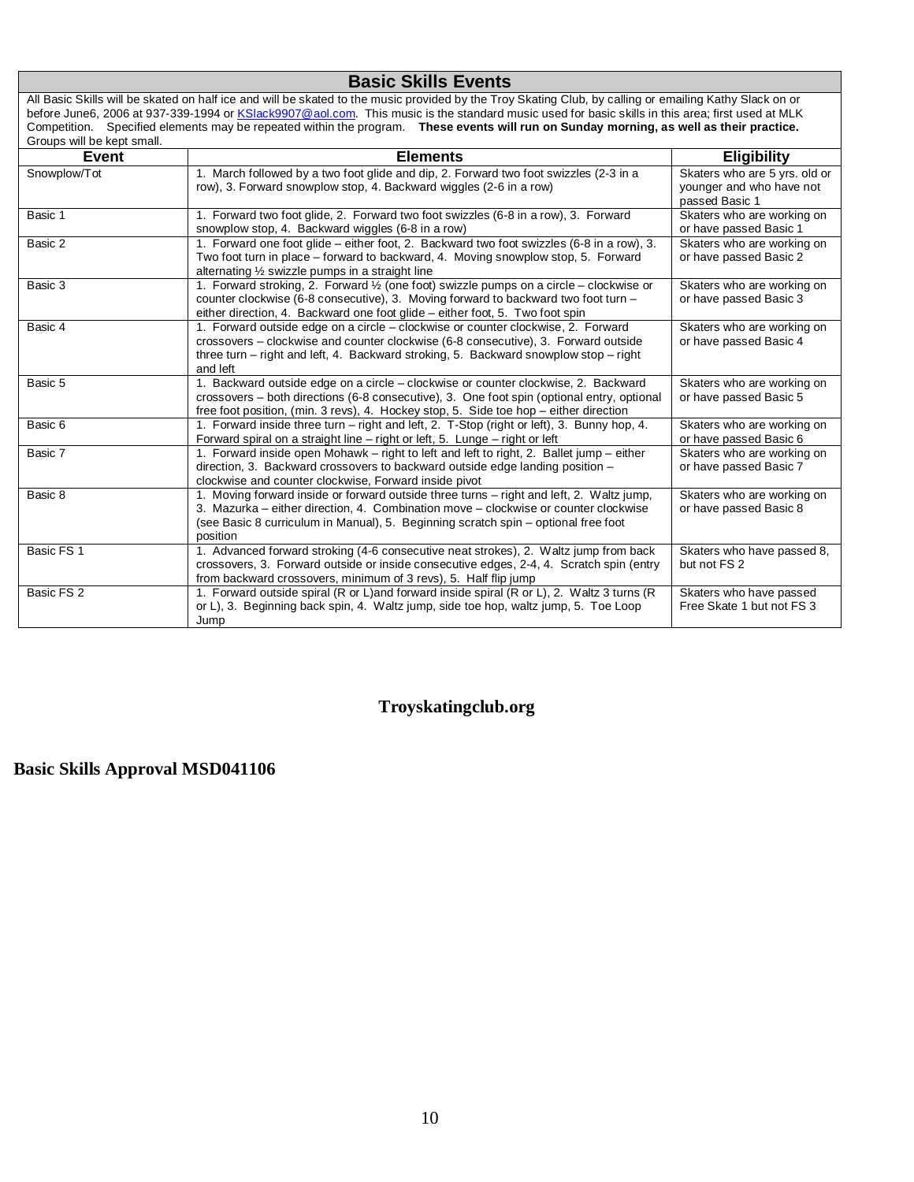## Basic Skills Events

All Basic Skills will be skated on half ice and will be skated to the music provided by the Troy Skating Club, by calling or emailing Kathy Slack on or before June6, 2006 at 937-339-1994 or KSlack9907@aol.com. This music is the standard music used for basic skills in this area; first used at MLK Competition. Specified elements may be repeated within the program. **These events will run on Sunday morning, as well as their practice.** Groups will be kept small.

| Event | Elements | Eligibility |
|---|---|---|
| Snowplow/Tot | 1. March followed by a two foot glide and dip, 2. Forward two foot swizzles (2-3 in a row), 3. Forward snowplow stop, 4. Backward wiggles (2-6 in a row) | Skaters who are 5 yrs. old or younger and who have not passed Basic 1 |
| Basic 1 | 1. Forward two foot glide, 2. Forward two foot swizzles (6-8 in a row), 3. Forward snowplow stop, 4. Backward wiggles (6-8 in a row) | Skaters who are working on or have passed Basic 1 |
| Basic 2 | 1. Forward one foot glide – either foot, 2. Backward two foot swizzles (6-8 in a row), 3. Two foot turn in place – forward to backward, 4. Moving snowplow stop, 5. Forward alternating ½ swizzle pumps in a straight line | Skaters who are working on or have passed Basic 2 |
| Basic 3 | 1. Forward stroking, 2. Forward ½ (one foot) swizzle pumps on a circle – clockwise or counter clockwise (6-8 consecutive), 3. Moving forward to backward two foot turn – either direction, 4. Backward one foot glide – either foot, 5. Two foot spin | Skaters who are working on or have passed Basic 3 |
| Basic 4 | 1. Forward outside edge on a circle – clockwise or counter clockwise, 2. Forward crossovers – clockwise and counter clockwise (6-8 consecutive), 3. Forward outside three turn – right and left, 4. Backward stroking, 5. Backward snowplow stop – right and left | Skaters who are working on or have passed Basic 4 |
| Basic 5 | 1. Backward outside edge on a circle – clockwise or counter clockwise, 2. Backward crossovers – both directions (6-8 consecutive), 3. One foot spin (optional entry, optional free foot position, (min. 3 revs), 4. Hockey stop, 5. Side toe hop – either direction | Skaters who are working on or have passed Basic 5 |
| Basic 6 | 1. Forward inside three turn – right and left, 2. T-Stop (right or left), 3. Bunny hop, 4. Forward spiral on a straight line – right or left, 5. Lunge – right or left | Skaters who are working on or have passed Basic 6 |
| Basic 7 | 1. Forward inside open Mohawk – right to left and left to right, 2. Ballet jump – either direction, 3. Backward crossovers to backward outside edge landing position – clockwise and counter clockwise, Forward inside pivot | Skaters who are working on or have passed Basic 7 |
| Basic 8 | 1. Moving forward inside or forward outside three turns – right and left, 2. Waltz jump, 3. Mazurka – either direction, 4. Combination move – clockwise or counter clockwise (see Basic 8 curriculum in Manual), 5. Beginning scratch spin – optional free foot position | Skaters who are working on or have passed Basic 8 |
| Basic FS 1 | 1. Advanced forward stroking (4-6 consecutive neat strokes), 2. Waltz jump from back crossovers, 3. Forward outside or inside consecutive edges, 2-4, 4. Scratch spin (entry from backward crossovers, minimum of 3 revs), 5. Half flip jump | Skaters who have passed 8, but not FS 2 |
| Basic FS 2 | 1. Forward outside spiral (R or L)and forward inside spiral (R or L), 2. Waltz 3 turns (R or L), 3. Beginning back spin, 4. Waltz jump, side toe hop, waltz jump, 5. Toe Loop Jump | Skaters who have passed Free Skate 1 but not FS 3 |

**Troyskatingclub.org**

**Basic Skills Approval MSD041106**